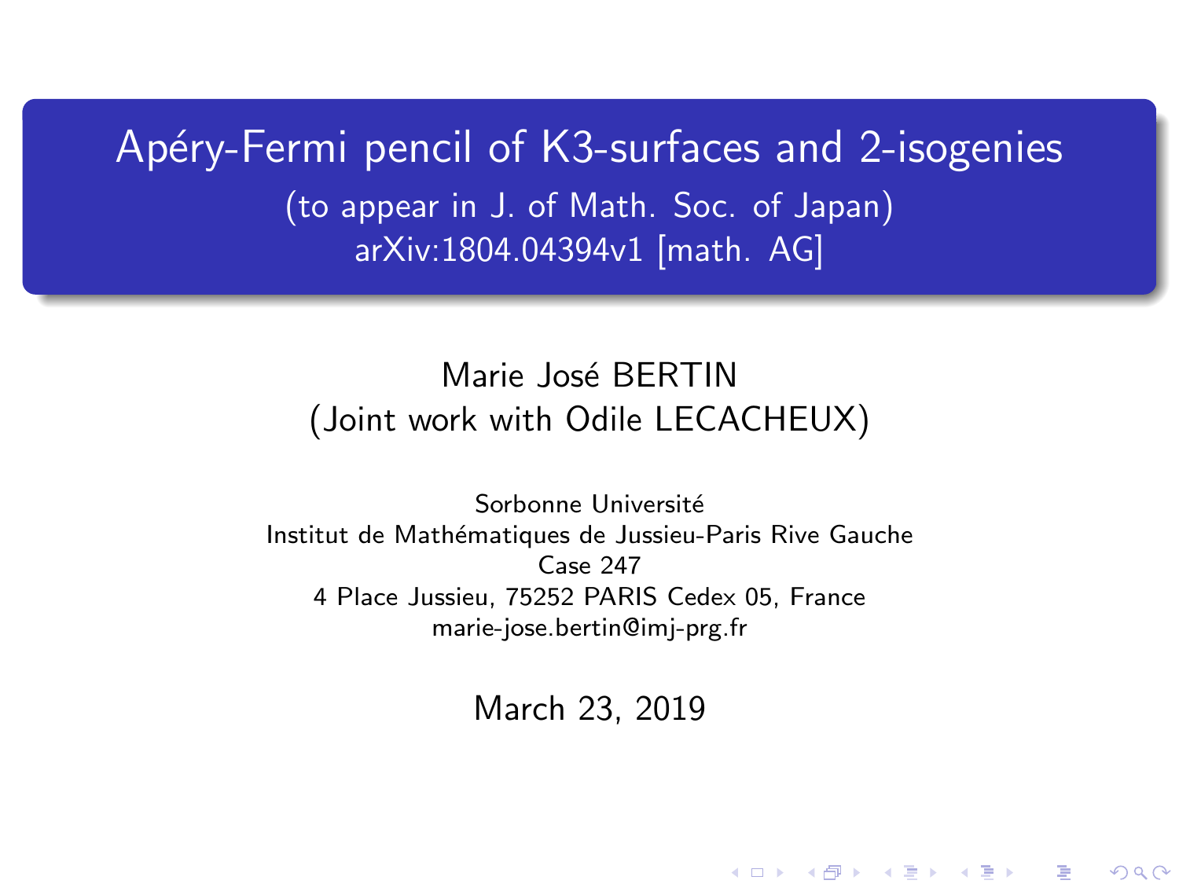# Apéry-Fermi pencil of K3-surfaces and 2-isogenies

(to appear in J. of Math. Soc. of Japan)

arXiv:1804.04394v1 [math. AG]

Marie José BERTIN
(Joint work with Odile LECACHEUX)

Sorbonne Université
Institut de Mathématiques de Jussieu-Paris Rive Gauche
Case 247
4 Place Jussieu, 75252 PARIS Cedex 05, France
marie-jose.bertin@imj-prg.fr

March 23, 2019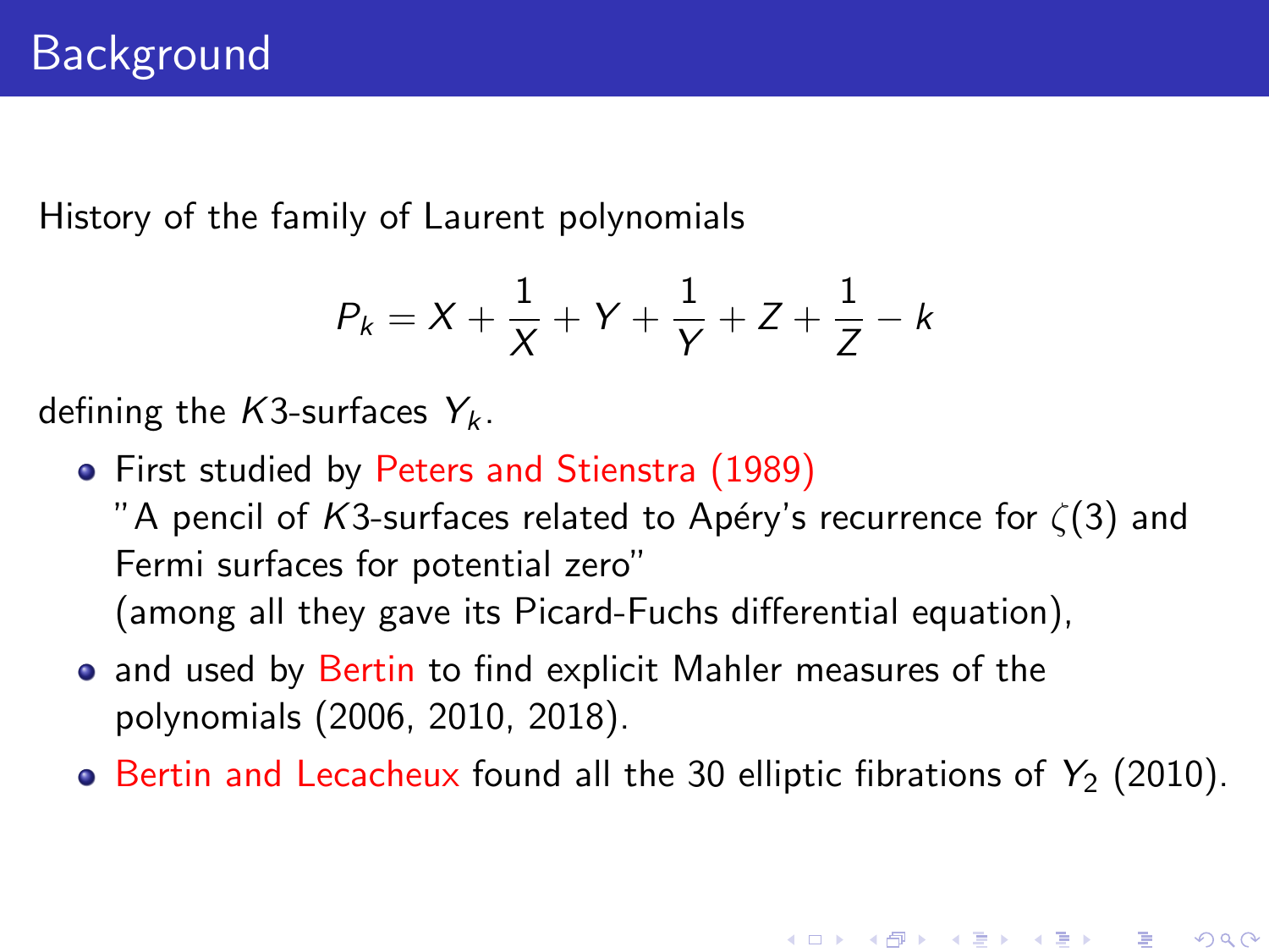# Background

History of the family of Laurent polynomials

$$P_k = X + \frac{1}{X} + Y + \frac{1}{Y} + Z + \frac{1}{Z} - k$$

defining the $K3$-surfaces $Y_k$.

- First studied by Peters and Stienstra (1989) "A pencil of $K3$-surfaces related to Apéry's recurrence for $\zeta(3)$ and Fermi surfaces for potential zero" (among all they gave its Picard-Fuchs differential equation),
- and used by Bertin to find explicit Mahler measures of the polynomials (2006, 2010, 2018).
- Bertin and Lecacheux found all the 30 elliptic fibrations of $Y_2$ (2010).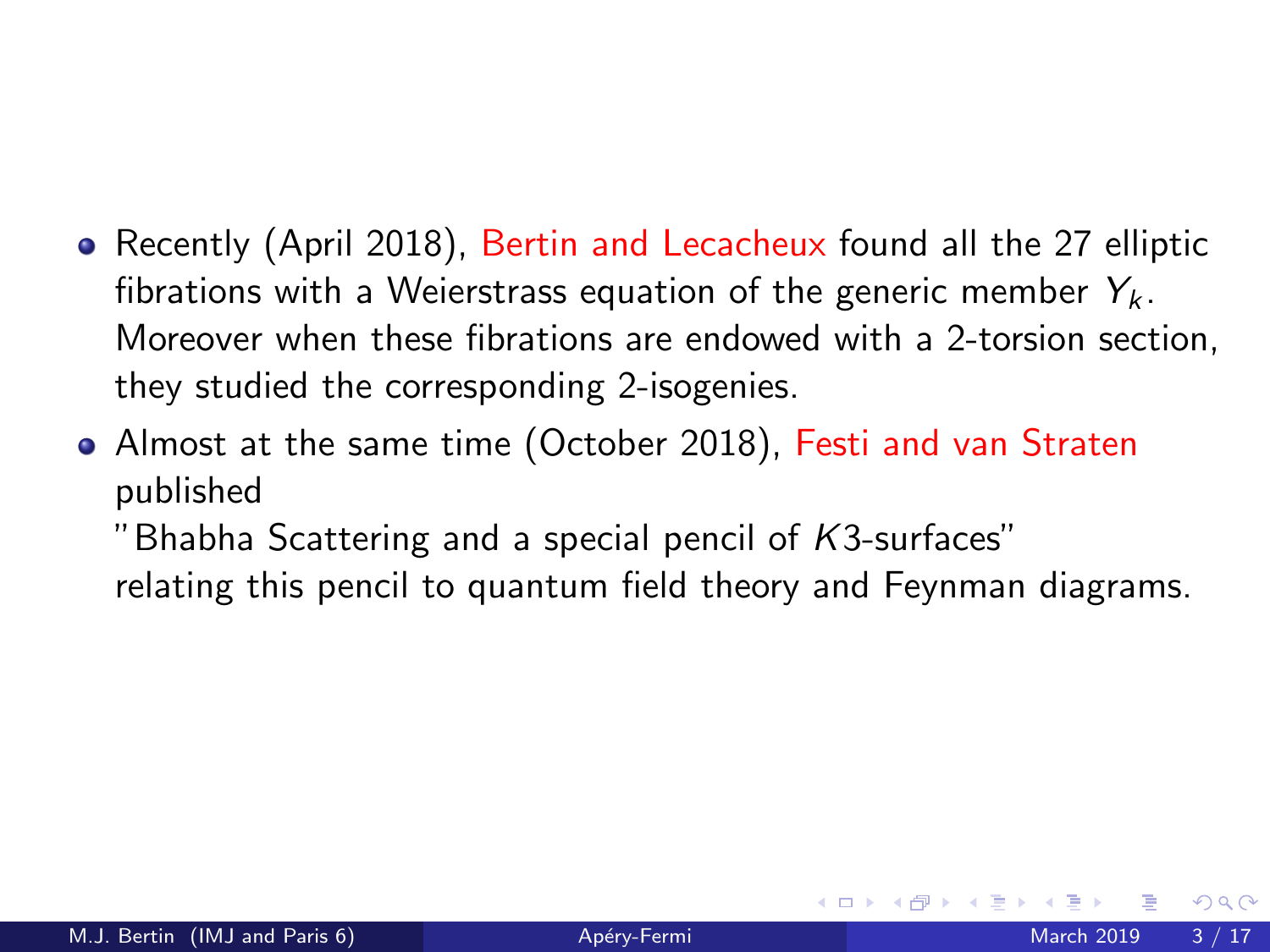- Recently (April 2018), Bertin and Lecacheux found all the 27 elliptic fibrations with a Weierstrass equation of the generic member $Y_k$. Moreover when these fibrations are endowed with a 2-torsion section, they studied the corresponding 2-isogenies.
- Almost at the same time (October 2018), Festi and van Straten published "Bhabha Scattering and a special pencil of $K3$-surfaces" relating this pencil to quantum field theory and Feynman diagrams.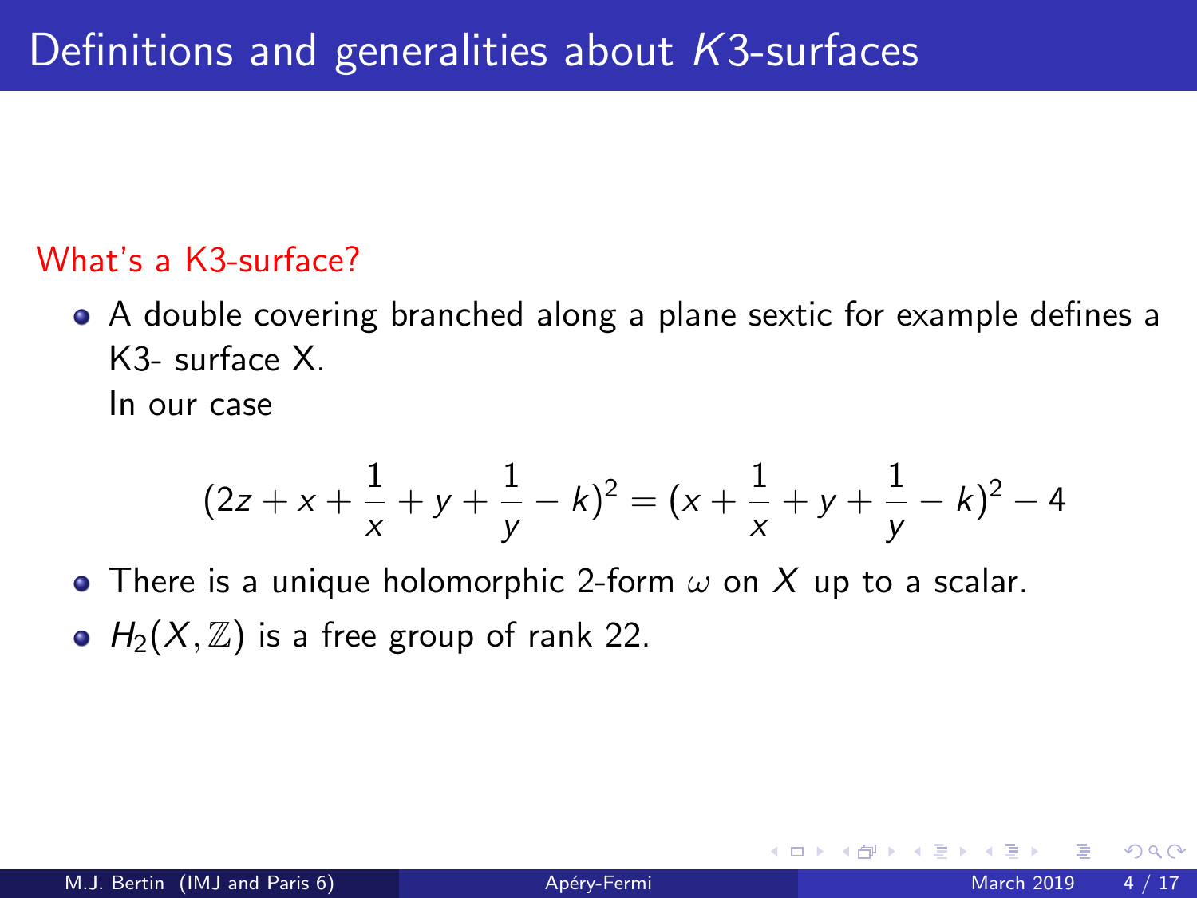# Definitions and generalities about $K3$-surfaces

What's a K3-surface?

- A double covering branched along a plane sextic for example defines a K3- surface X.

  In our case

$$(2z + x + \frac{1}{x} + y + \frac{1}{y} - k)^2 = (x + \frac{1}{x} + y + \frac{1}{y} - k)^2 - 4$$

- There is a unique holomorphic 2-form $\omega$ on $X$ up to a scalar.
- $H_2(X, \mathbb{Z})$ is a free group of rank 22.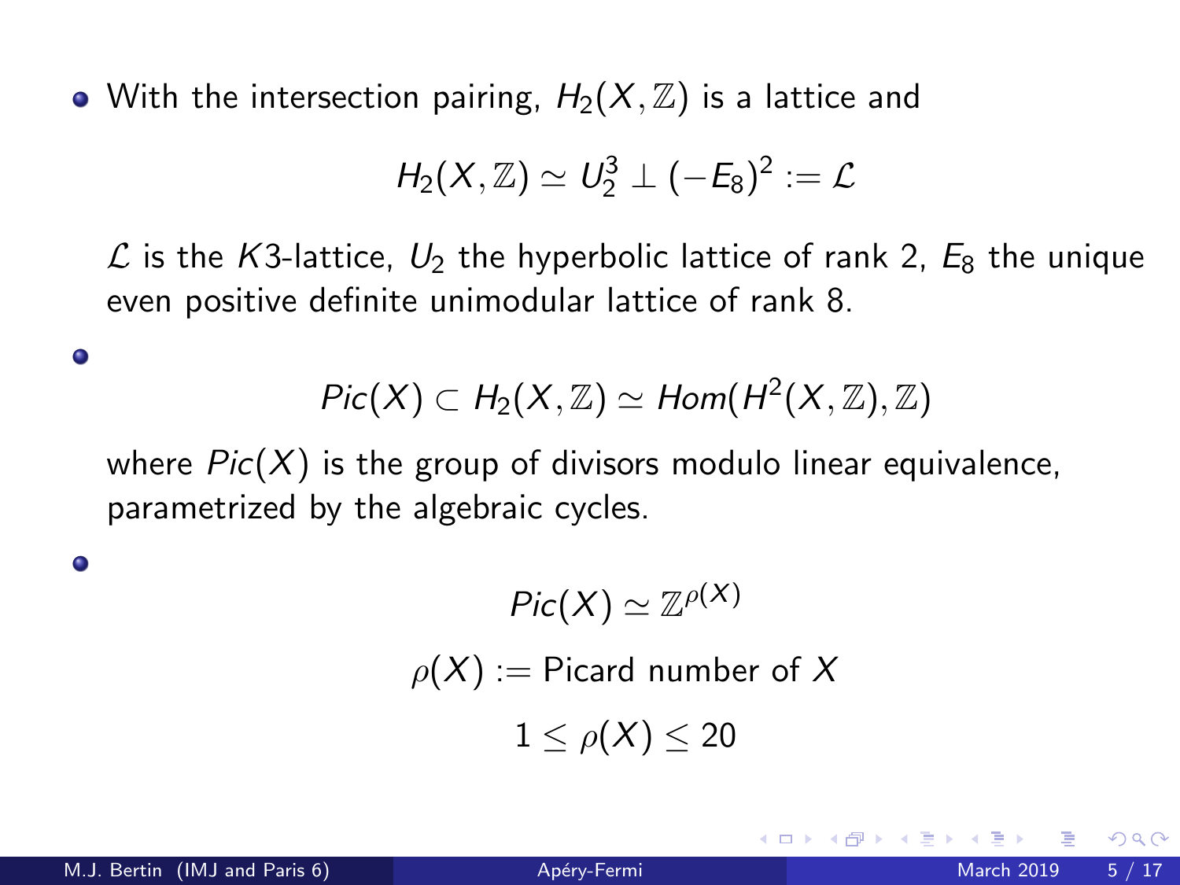- With the intersection pairing, $H_2(X, \mathbb{Z})$ is a lattice and

$$H_2(X, \mathbb{Z}) \simeq U_2^3 \perp (-E_8)^2 := \mathcal{L}$$

  $\mathcal{L}$ is the $K3$-lattice, $U_2$ the hyperbolic lattice of rank 2, $E_8$ the unique even positive definite unimodular lattice of rank 8.

- $$Pic(X) \subset H_2(X, \mathbb{Z}) \simeq Hom(H^2(X, \mathbb{Z}), \mathbb{Z})$$

  where $Pic(X)$ is the group of divisors modulo linear equivalence, parametrized by the algebraic cycles.

- $$Pic(X) \simeq \mathbb{Z}^{\rho(X)}$$

$$\rho(X) := \text{Picard number of } X$$

$$1 \leq \rho(X) \leq 20$$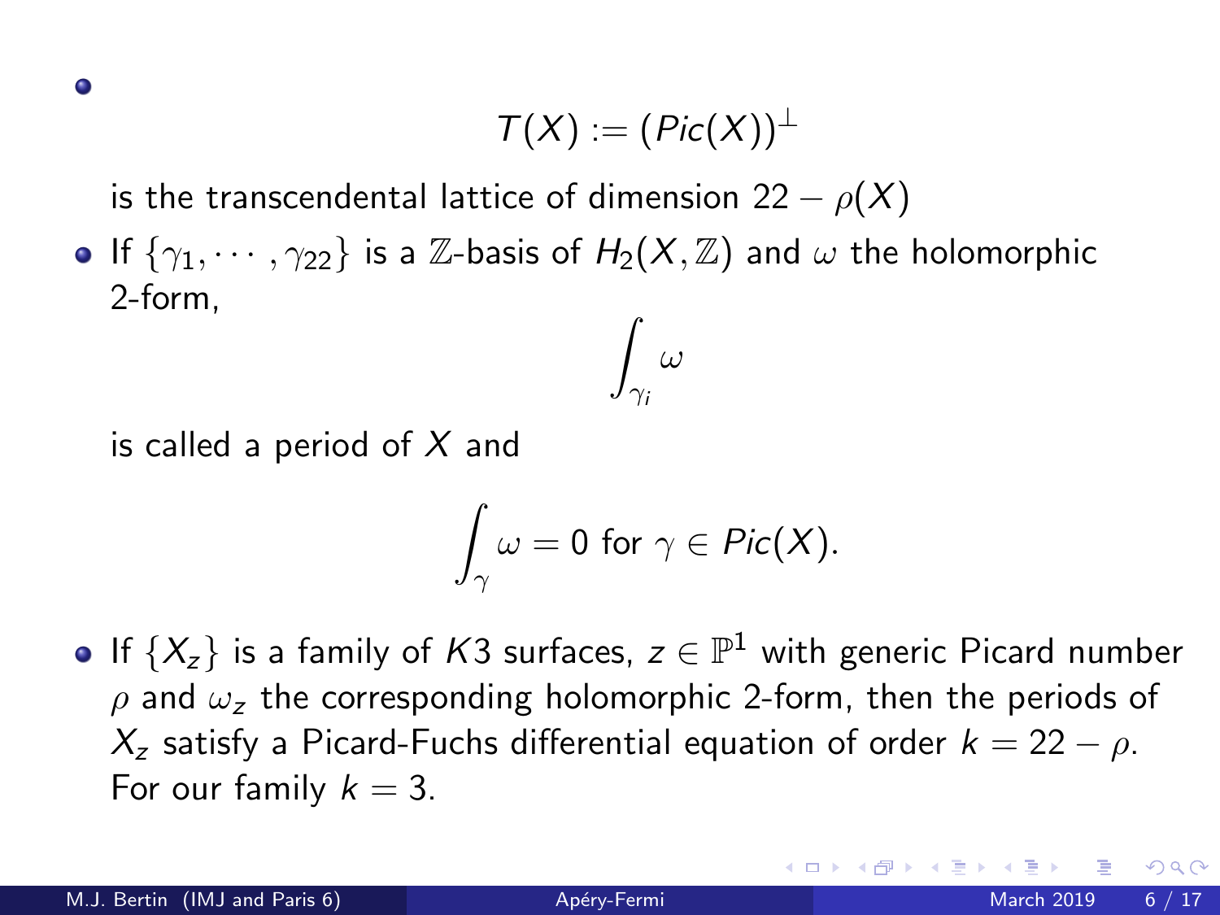- $$T(X) := (Pic(X))^{\perp}$$

  is the transcendental lattice of dimension $22 - \rho(X)$

- If $\{\gamma_1, \cdots, \gamma_{22}\}$ is a $\mathbb{Z}$-basis of $H_2(X, \mathbb{Z})$ and $\omega$ the holomorphic 2-form,

  $$\int_{\gamma_i} \omega$$

  is called a period of $X$ and

  $$\int_{\gamma} \omega = 0 \text{ for } \gamma \in Pic(X).$$

- If $\{X_z\}$ is a family of $K3$ surfaces, $z \in \mathbb{P}^1$ with generic Picard number $\rho$ and $\omega_z$ the corresponding holomorphic 2-form, then the periods of $X_z$ satisfy a Picard-Fuchs differential equation of order $k = 22 - \rho$. For our family $k = 3$.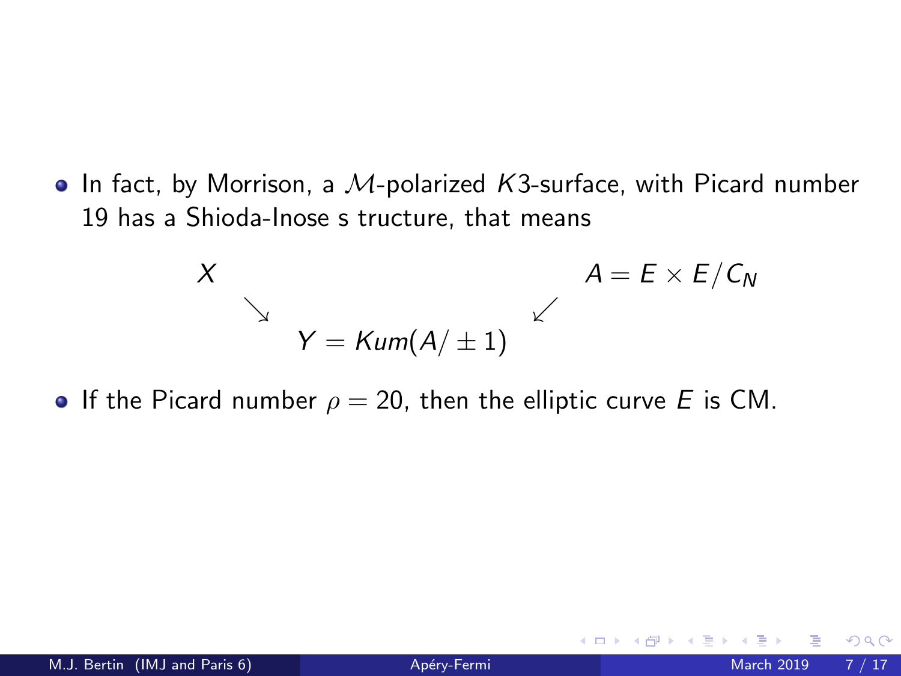- In fact, by Morrison, a $\mathcal{M}$-polarized $K3$-surface, with Picard number 19 has a Shioda-Inose s tructure, that means

$$
\begin{array}{ccc}
X & & A = E \times E/C_N \\
& \searrow \quad\quad \swarrow & \\
& Y = Kum(A/\pm 1) &
\end{array}
$$

- If the Picard number $\rho = 20$, then the elliptic curve $E$ is CM.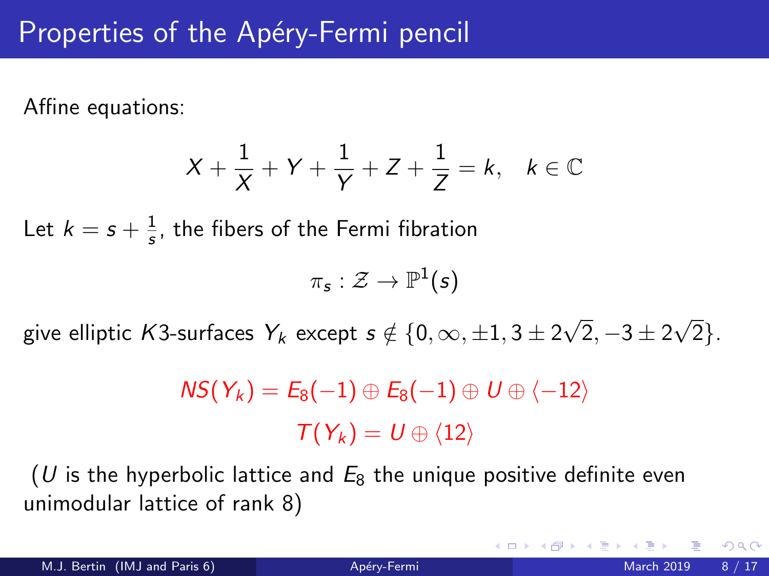# Properties of the Apéry-Fermi pencil

Affine equations:

$$X + \frac{1}{X} + Y + \frac{1}{Y} + Z + \frac{1}{Z} = k, \quad k \in \mathbb{C}$$

Let $k = s + \frac{1}{s}$, the fibers of the Fermi fibration

$$\pi_s : \mathcal{Z} \to \mathbb{P}^1(s)$$

give elliptic $K3$-surfaces $Y_k$ except $s \notin \{0, \infty, \pm 1, 3 \pm 2\sqrt{2}, -3 \pm 2\sqrt{2}\}$.

$$NS(Y_k) = E_8(-1) \oplus E_8(-1) \oplus U \oplus \langle -12 \rangle$$

$$T(Y_k) = U \oplus \langle 12 \rangle$$

($U$ is the hyperbolic lattice and $E_8$ the unique positive definite even unimodular lattice of rank 8)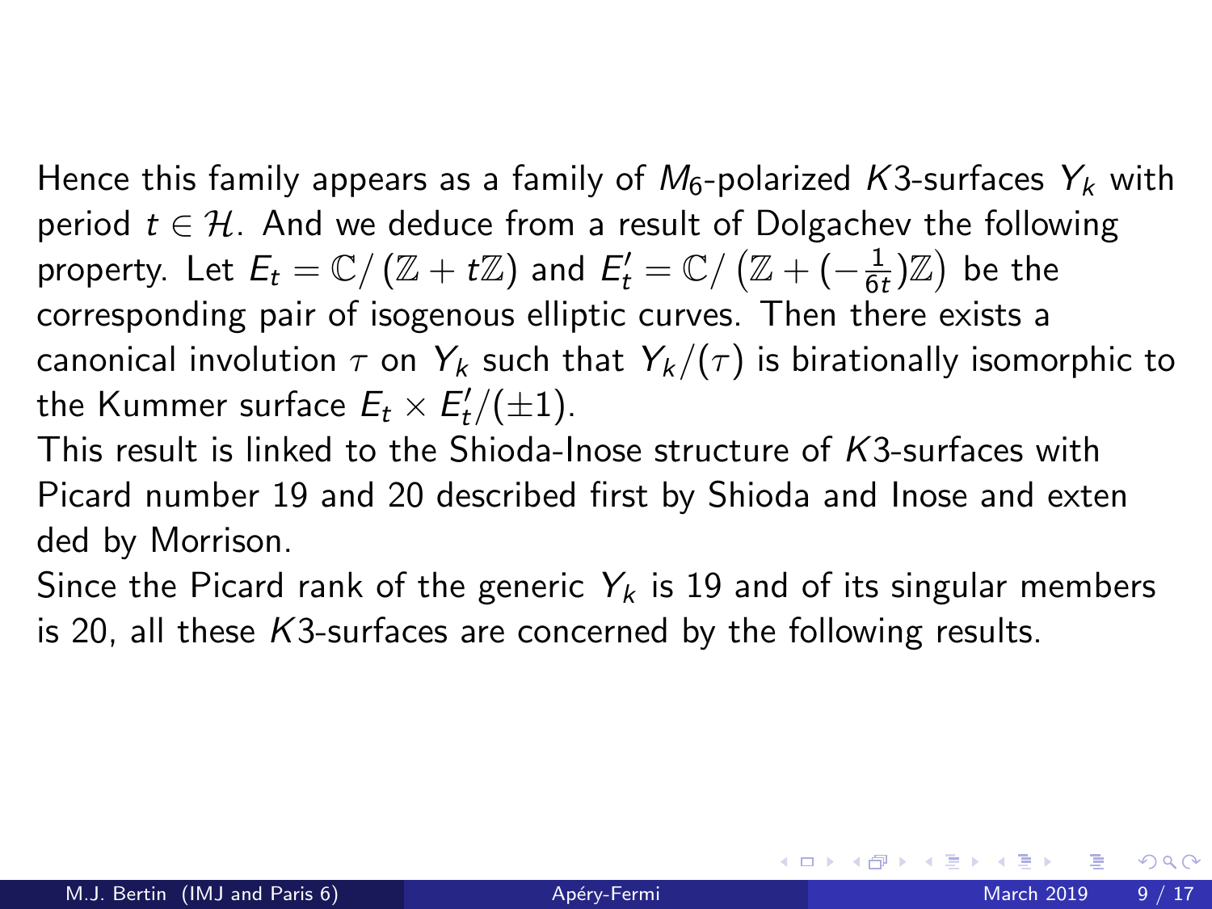Hence this family appears as a family of $M_6$-polarized $K3$-surfaces $Y_k$ with period $t \in \mathcal{H}$. And we deduce from a result of Dolgachev the following property. Let $E_t = \mathbb{C}/\left(\mathbb{Z} + t\mathbb{Z}\right)$ and $E'_t = \mathbb{C}/\left(\mathbb{Z} + (-\frac{1}{6t})\mathbb{Z}\right)$ be the corresponding pair of isogenous elliptic curves. Then there exists a canonical involution $\tau$ on $Y_k$ such that $Y_k/(\tau)$ is birationally isomorphic to the Kummer surface $E_t \times E'_t/(\pm 1)$.

This result is linked to the Shioda-Inose structure of $K3$-surfaces with Picard number 19 and 20 described first by Shioda and Inose and exten ded by Morrison.

Since the Picard rank of the generic $Y_k$ is 19 and of its singular members is 20, all these $K3$-surfaces are concerned by the following results.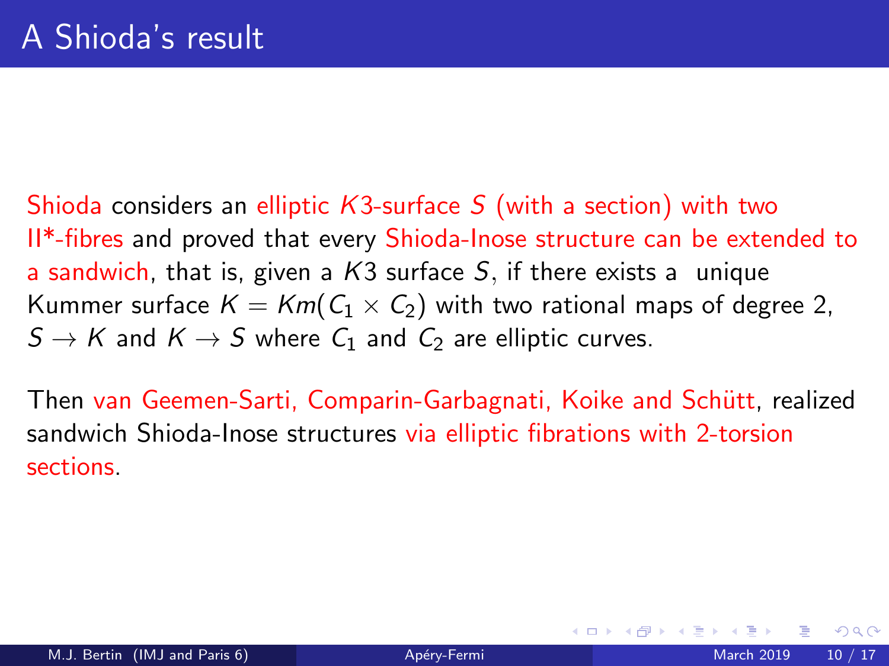# A Shioda's result

Shioda considers an elliptic $K3$-surface $S$ (with a section) with two II*-fibres and proved that every Shioda-Inose structure can be extended to a sandwich, that is, given a $K3$ surface $S$, if there exists a unique Kummer surface $K = Km(C_1 \times C_2)$ with two rational maps of degree 2, $S \rightarrow K$ and $K \rightarrow S$ where $C_1$ and $C_2$ are elliptic curves.

Then van Geemen-Sarti, Comparin-Garbagnati, Koike and Schütt, realized sandwich Shioda-Inose structures via elliptic fibrations with 2-torsion sections.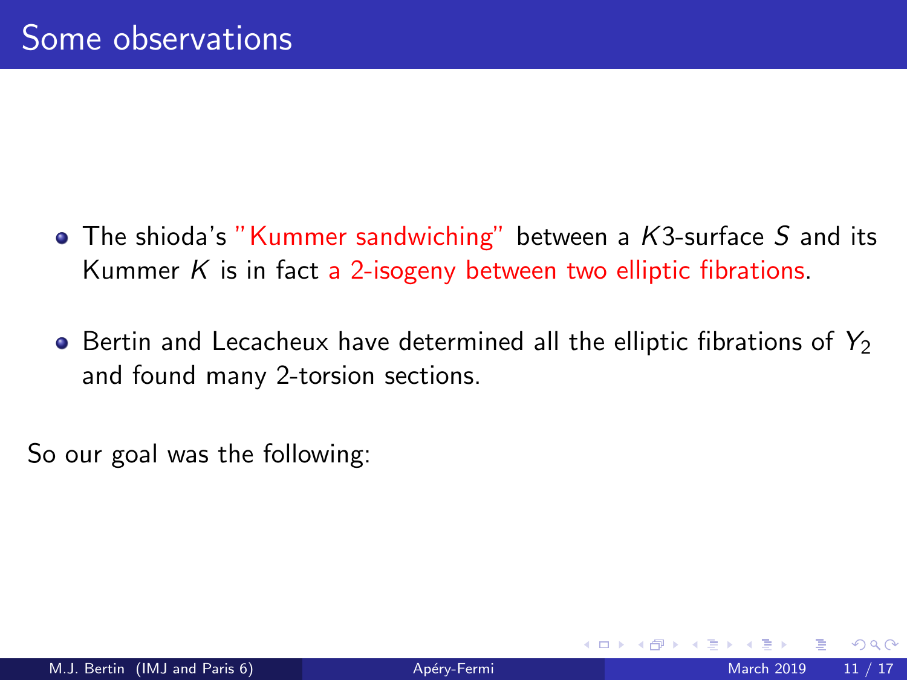# Some observations

- The shioda's "Kummer sandwiching" between a $K3$-surface $S$ and its Kummer $K$ is in fact a 2-isogeny between two elliptic fibrations.
- Bertin and Lecacheux have determined all the elliptic fibrations of $Y_2$ and found many 2-torsion sections.

So our goal was the following: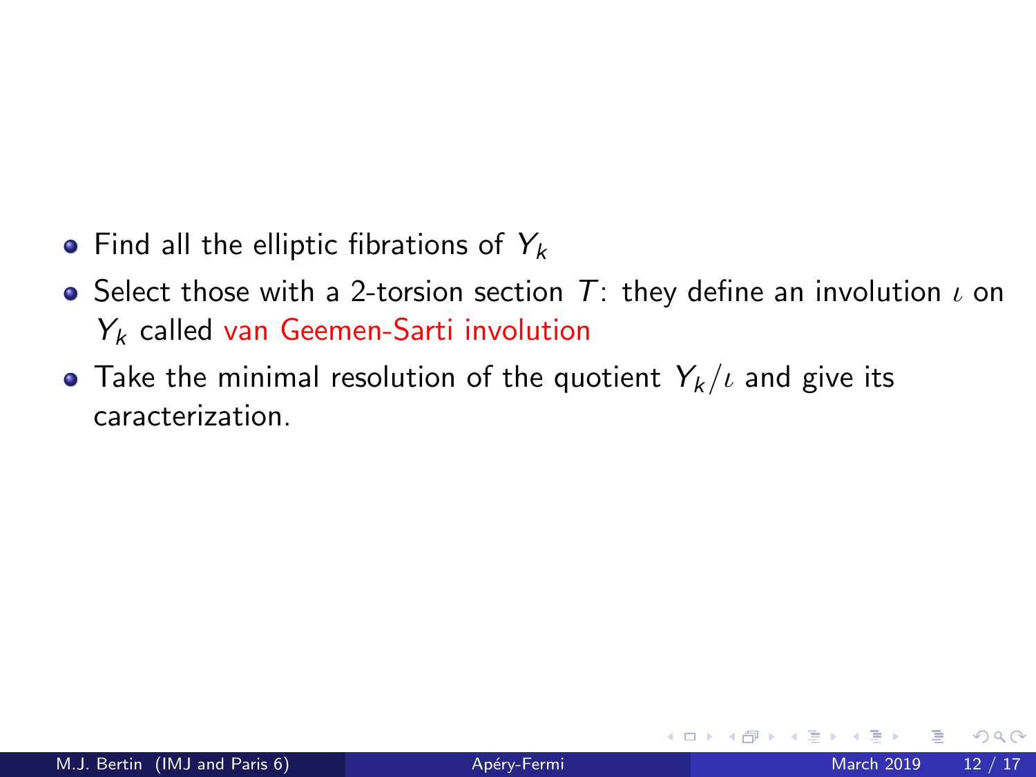- Find all the elliptic fibrations of $Y_k$
- Select those with a 2-torsion section $T$: they define an involution $\iota$ on $Y_k$ called van Geemen-Sarti involution
- Take the minimal resolution of the quotient $Y_k/\iota$ and give its caracterization.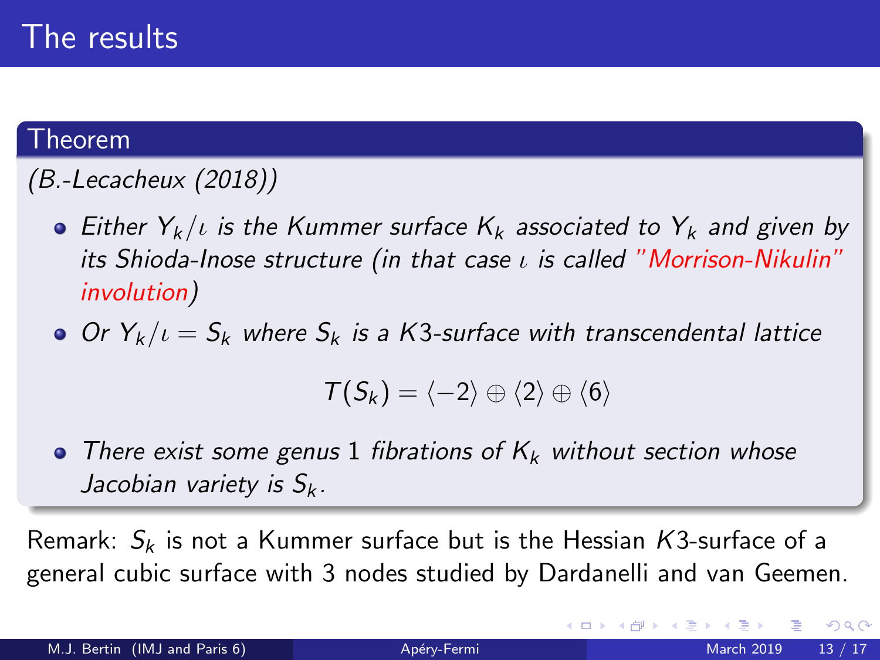# The results

**Theorem**

*(B.-Lecacheux (2018))*

- *Either $Y_k/\iota$ is the Kummer surface $K_k$ associated to $Y_k$ and given by its Shioda-Inose structure (in that case $\iota$ is called "Morrison-Nikulin" involution)*
- *Or $Y_k/\iota = S_k$ where $S_k$ is a $K3$-surface with transcendental lattice*

$$T(S_k) = \langle -2 \rangle \oplus \langle 2 \rangle \oplus \langle 6 \rangle$$

- *There exist some genus 1 fibrations of $K_k$ without section whose Jacobian variety is $S_k$.*

Remark: $S_k$ is not a Kummer surface but is the Hessian $K3$-surface of a general cubic surface with 3 nodes studied by Dardanelli and van Geemen.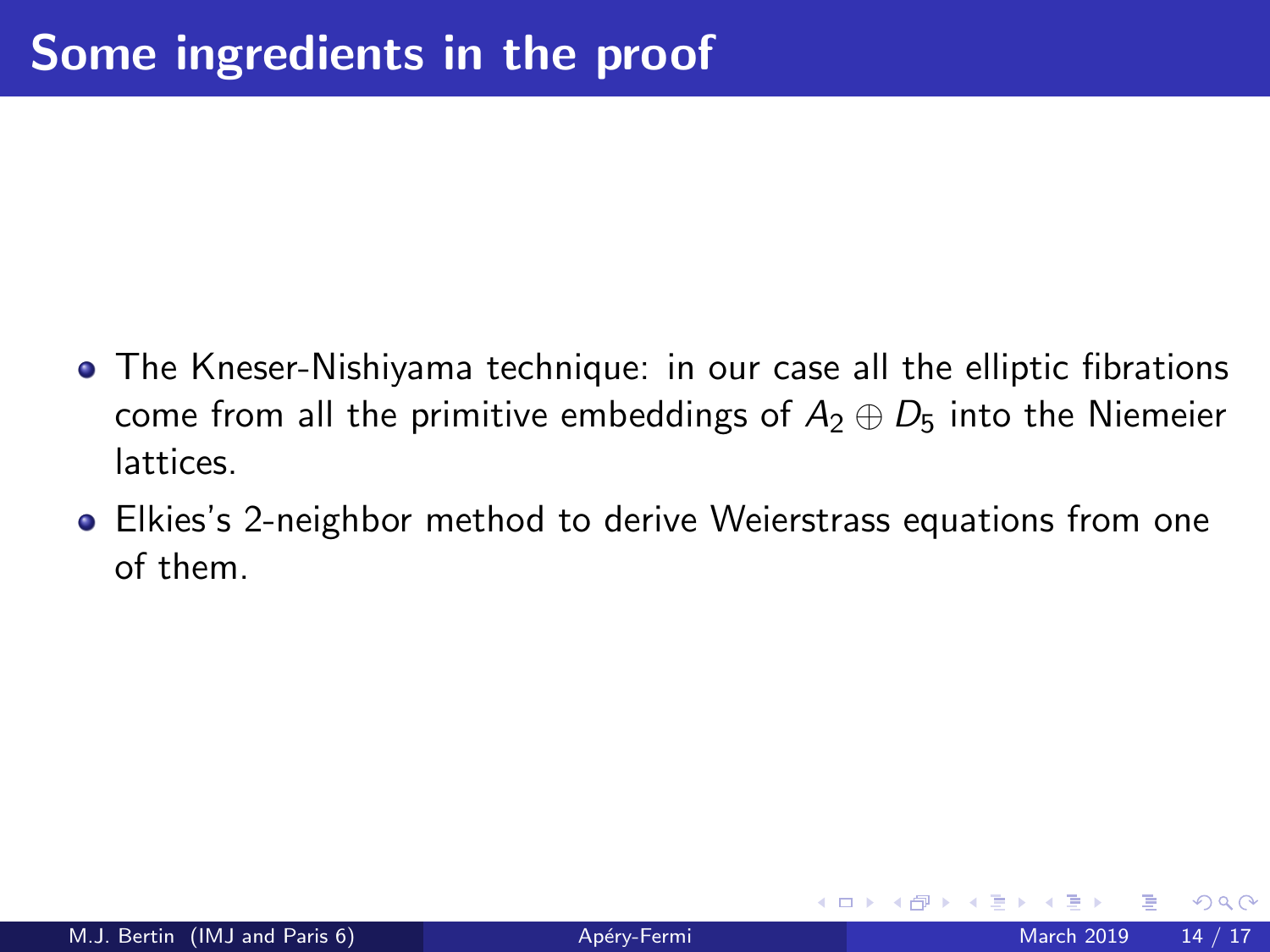# Some ingredients in the proof

- The Kneser-Nishiyama technique: in our case all the elliptic fibrations come from all the primitive embeddings of $A_2 \oplus D_5$ into the Niemeier lattices.
- Elkies's 2-neighbor method to derive Weierstrass equations from one of them.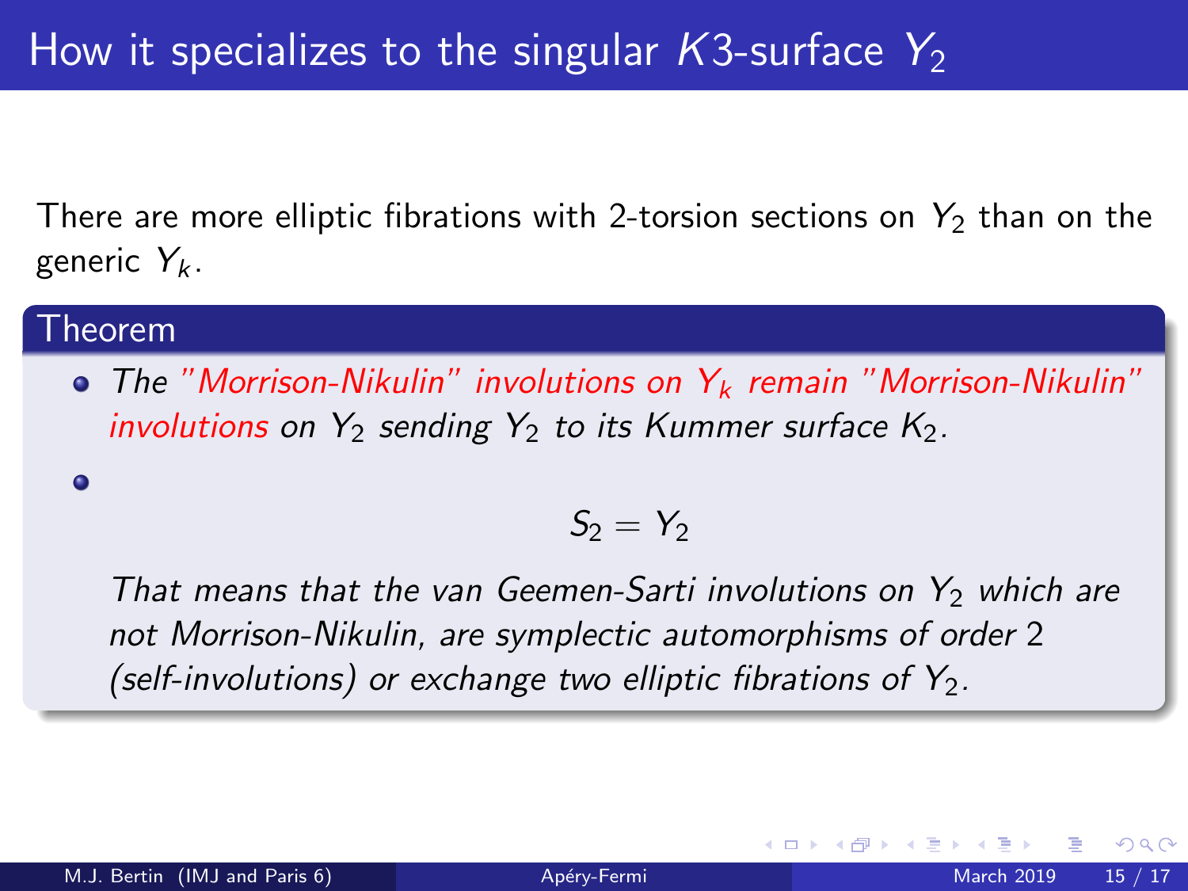# How it specializes to the singular $K3$-surface $Y_2$

There are more elliptic fibrations with 2-torsion sections on $Y_2$ than on the generic $Y_k$.

**Theorem**

- *The "Morrison-Nikulin" involutions on $Y_k$ remain "Morrison-Nikulin" involutions on $Y_2$ sending $Y_2$ to its Kummer surface $K_2$.*
-
$$S_2 = Y_2$$

  *That means that the van Geemen-Sarti involutions on $Y_2$ which are not Morrison-Nikulin, are symplectic automorphisms of order 2 (self-involutions) or exchange two elliptic fibrations of $Y_2$.*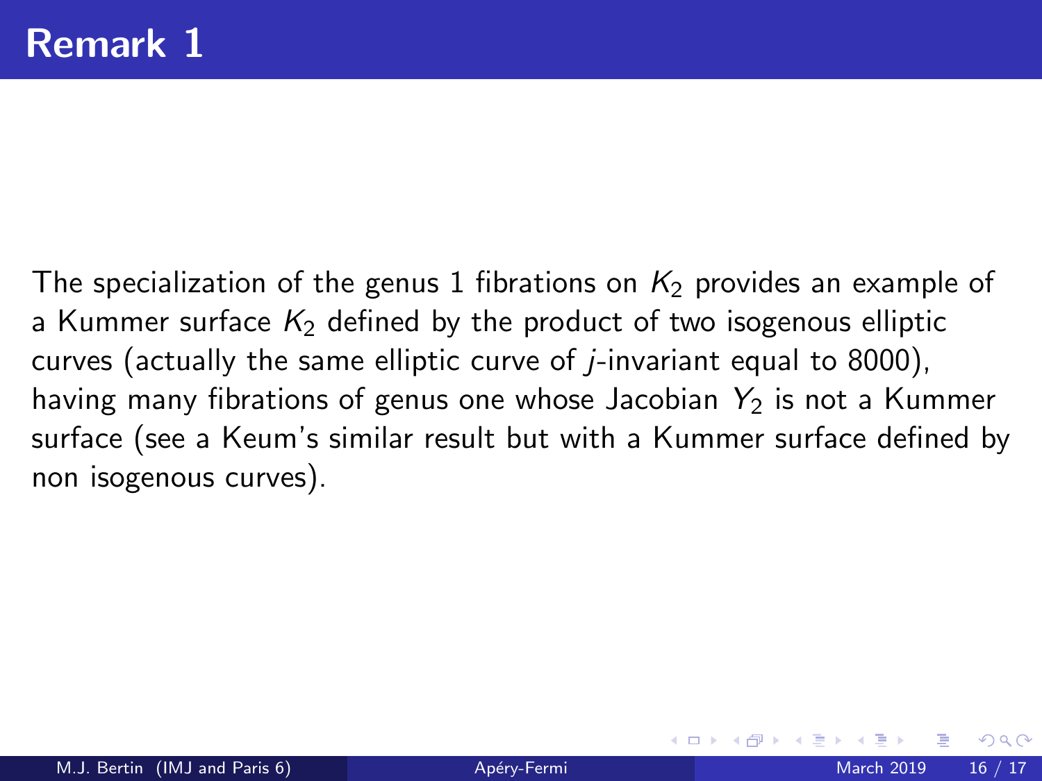# Remark 1

The specialization of the genus 1 fibrations on $K_2$ provides an example of a Kummer surface $K_2$ defined by the product of two isogenous elliptic curves (actually the same elliptic curve of $j$-invariant equal to 8000), having many fibrations of genus one whose Jacobian $Y_2$ is not a Kummer surface (see a Keum's similar result but with a Kummer surface defined by non isogenous curves).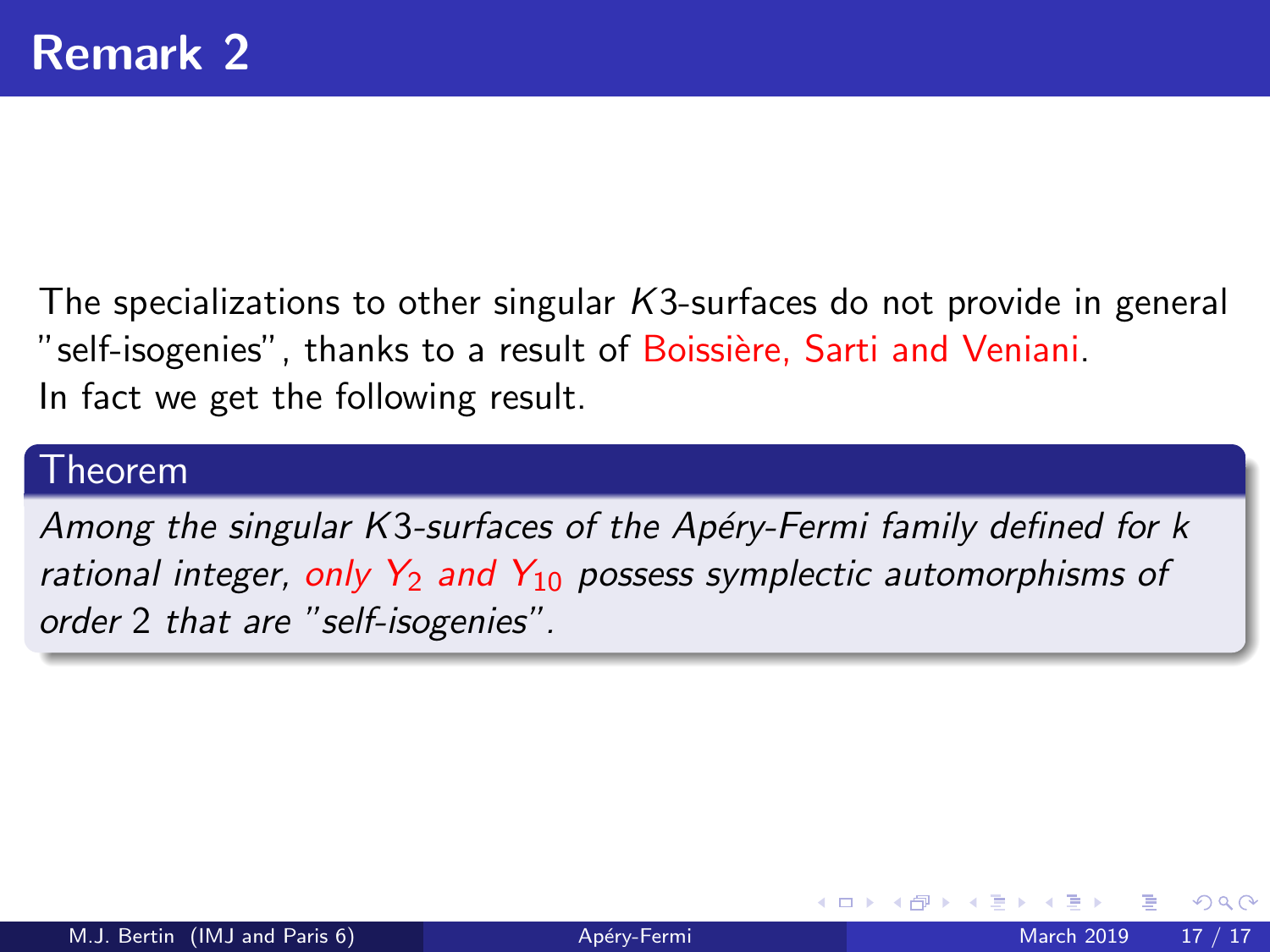# Remark 2

The specializations to other singular $K3$-surfaces do not provide in general "self-isogenies", thanks to a result of Boissière, Sarti and Veniani.
In fact we get the following result.

**Theorem**

*Among the singular $K3$-surfaces of the Apéry-Fermi family defined for $k$ rational integer, only $Y_2$ and $Y_{10}$ possess symplectic automorphisms of order 2 that are "self-isogenies".*